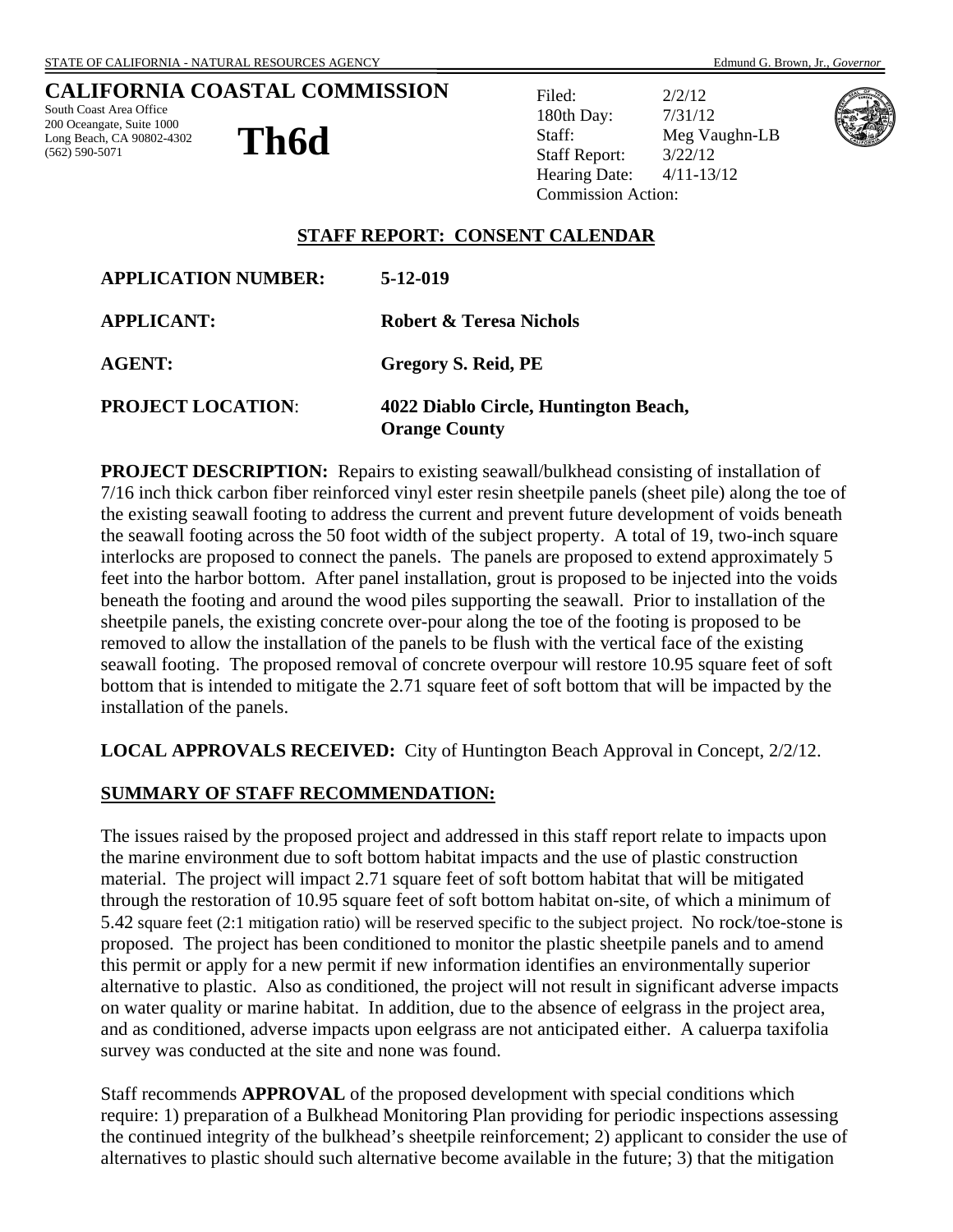STATE OF CALIFORNIA - NATURAL RESOURCES AGENCY Edmund G. Brown, Jr., *Governor*

# CALIFORNIA COASTAL COMMISSION

South Coast Area Office
200 Oceangate, Suite 1000
Long Beach, CA 90802-4302
(562) 590-5071

# Th6d

Filed: 2/2/12
180th Day: 7/31/12
Staff: Meg Vaughn-LB
Staff Report: 3/22/12
Hearing Date: 4/11-13/12
Commission Action:

## STAFF REPORT: CONSENT CALENDAR

**APPLICATION NUMBER:** **5-12-019**

**APPLICANT:** **Robert & Teresa Nichols**

**AGENT:** **Gregory S. Reid, PE**

**PROJECT LOCATION**: **4022 Diablo Circle, Huntington Beach, Orange County**

**PROJECT DESCRIPTION:** Repairs to existing seawall/bulkhead consisting of installation of 7/16 inch thick carbon fiber reinforced vinyl ester resin sheetpile panels (sheet pile) along the toe of the existing seawall footing to address the current and prevent future development of voids beneath the seawall footing across the 50 foot width of the subject property. A total of 19, two-inch square interlocks are proposed to connect the panels. The panels are proposed to extend approximately 5 feet into the harbor bottom. After panel installation, grout is proposed to be injected into the voids beneath the footing and around the wood piles supporting the seawall. Prior to installation of the sheetpile panels, the existing concrete over-pour along the toe of the footing is proposed to be removed to allow the installation of the panels to be flush with the vertical face of the existing seawall footing. The proposed removal of concrete overpour will restore 10.95 square feet of soft bottom that is intended to mitigate the 2.71 square feet of soft bottom that will be impacted by the installation of the panels.

**LOCAL APPROVALS RECEIVED:** City of Huntington Beach Approval in Concept, 2/2/12.

## SUMMARY OF STAFF RECOMMENDATION:

The issues raised by the proposed project and addressed in this staff report relate to impacts upon the marine environment due to soft bottom habitat impacts and the use of plastic construction material. The project will impact 2.71 square feet of soft bottom habitat that will be mitigated through the restoration of 10.95 square feet of soft bottom habitat on-site, of which a minimum of 5.42 square feet (2:1 mitigation ratio) will be reserved specific to the subject project. No rock/toe-stone is proposed. The project has been conditioned to monitor the plastic sheetpile panels and to amend this permit or apply for a new permit if new information identifies an environmentally superior alternative to plastic. Also as conditioned, the project will not result in significant adverse impacts on water quality or marine habitat. In addition, due to the absence of eelgrass in the project area, and as conditioned, adverse impacts upon eelgrass are not anticipated either. A caluerpa taxifolia survey was conducted at the site and none was found.

Staff recommends **APPROVAL** of the proposed development with special conditions which require: 1) preparation of a Bulkhead Monitoring Plan providing for periodic inspections assessing the continued integrity of the bulkhead's sheetpile reinforcement; 2) applicant to consider the use of alternatives to plastic should such alternative become available in the future; 3) that the mitigation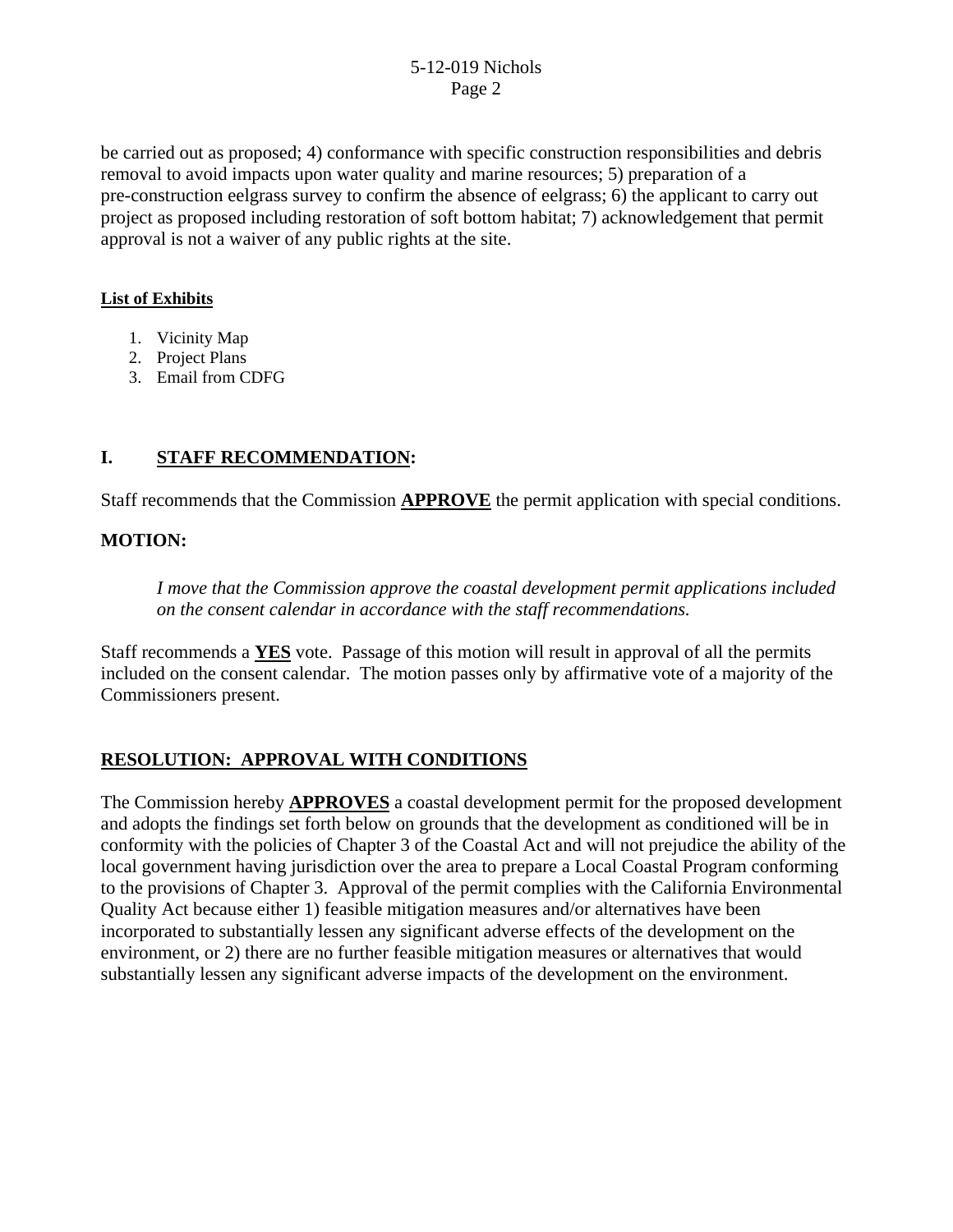be carried out as proposed; 4) conformance with specific construction responsibilities and debris removal to avoid impacts upon water quality and marine resources; 5) preparation of a pre-construction eelgrass survey to confirm the absence of eelgrass; 6) the applicant to carry out project as proposed including restoration of soft bottom habitat; 7) acknowledgement that permit approval is not a waiver of any public rights at the site.

**List of Exhibits**

1. Vicinity Map
2. Project Plans
3. Email from CDFG

## I. STAFF RECOMMENDATION:

Staff recommends that the Commission **APPROVE** the permit application with special conditions.

### MOTION:

*I move that the Commission approve the coastal development permit applications included on the consent calendar in accordance with the staff recommendations.*

Staff recommends a **YES** vote. Passage of this motion will result in approval of all the permits included on the consent calendar. The motion passes only by affirmative vote of a majority of the Commissioners present.

## RESOLUTION: APPROVAL WITH CONDITIONS

The Commission hereby **APPROVES** a coastal development permit for the proposed development and adopts the findings set forth below on grounds that the development as conditioned will be in conformity with the policies of Chapter 3 of the Coastal Act and will not prejudice the ability of the local government having jurisdiction over the area to prepare a Local Coastal Program conforming to the provisions of Chapter 3. Approval of the permit complies with the California Environmental Quality Act because either 1) feasible mitigation measures and/or alternatives have been incorporated to substantially lessen any significant adverse effects of the development on the environment, or 2) there are no further feasible mitigation measures or alternatives that would substantially lessen any significant adverse impacts of the development on the environment.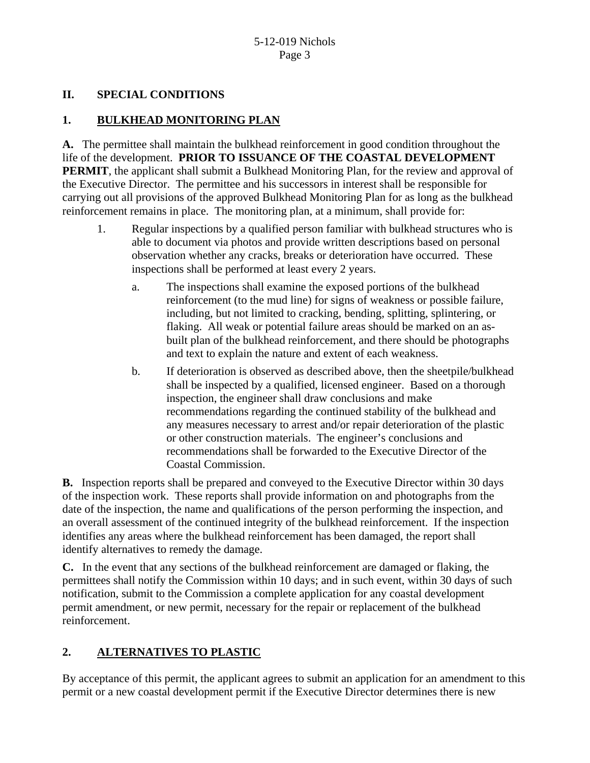## II. SPECIAL CONDITIONS

### 1. BULKHEAD MONITORING PLAN

**A.** The permittee shall maintain the bulkhead reinforcement in good condition throughout the life of the development. **PRIOR TO ISSUANCE OF THE COASTAL DEVELOPMENT PERMIT**, the applicant shall submit a Bulkhead Monitoring Plan, for the review and approval of the Executive Director. The permittee and his successors in interest shall be responsible for carrying out all provisions of the approved Bulkhead Monitoring Plan for as long as the bulkhead reinforcement remains in place. The monitoring plan, at a minimum, shall provide for:

1. Regular inspections by a qualified person familiar with bulkhead structures who is able to document via photos and provide written descriptions based on personal observation whether any cracks, breaks or deterioration have occurred. These inspections shall be performed at least every 2 years.

   a. The inspections shall examine the exposed portions of the bulkhead reinforcement (to the mud line) for signs of weakness or possible failure, including, but not limited to cracking, bending, splitting, splintering, or flaking. All weak or potential failure areas should be marked on an as-built plan of the bulkhead reinforcement, and there should be photographs and text to explain the nature and extent of each weakness.

   b. If deterioration is observed as described above, then the sheetpile/bulkhead shall be inspected by a qualified, licensed engineer. Based on a thorough inspection, the engineer shall draw conclusions and make recommendations regarding the continued stability of the bulkhead and any measures necessary to arrest and/or repair deterioration of the plastic or other construction materials. The engineer's conclusions and recommendations shall be forwarded to the Executive Director of the Coastal Commission.

**B.** Inspection reports shall be prepared and conveyed to the Executive Director within 30 days of the inspection work. These reports shall provide information on and photographs from the date of the inspection, the name and qualifications of the person performing the inspection, and an overall assessment of the continued integrity of the bulkhead reinforcement. If the inspection identifies any areas where the bulkhead reinforcement has been damaged, the report shall identify alternatives to remedy the damage.

**C.** In the event that any sections of the bulkhead reinforcement are damaged or flaking, the permittees shall notify the Commission within 10 days; and in such event, within 30 days of such notification, submit to the Commission a complete application for any coastal development permit amendment, or new permit, necessary for the repair or replacement of the bulkhead reinforcement.

### 2. ALTERNATIVES TO PLASTIC

By acceptance of this permit, the applicant agrees to submit an application for an amendment to this permit or a new coastal development permit if the Executive Director determines there is new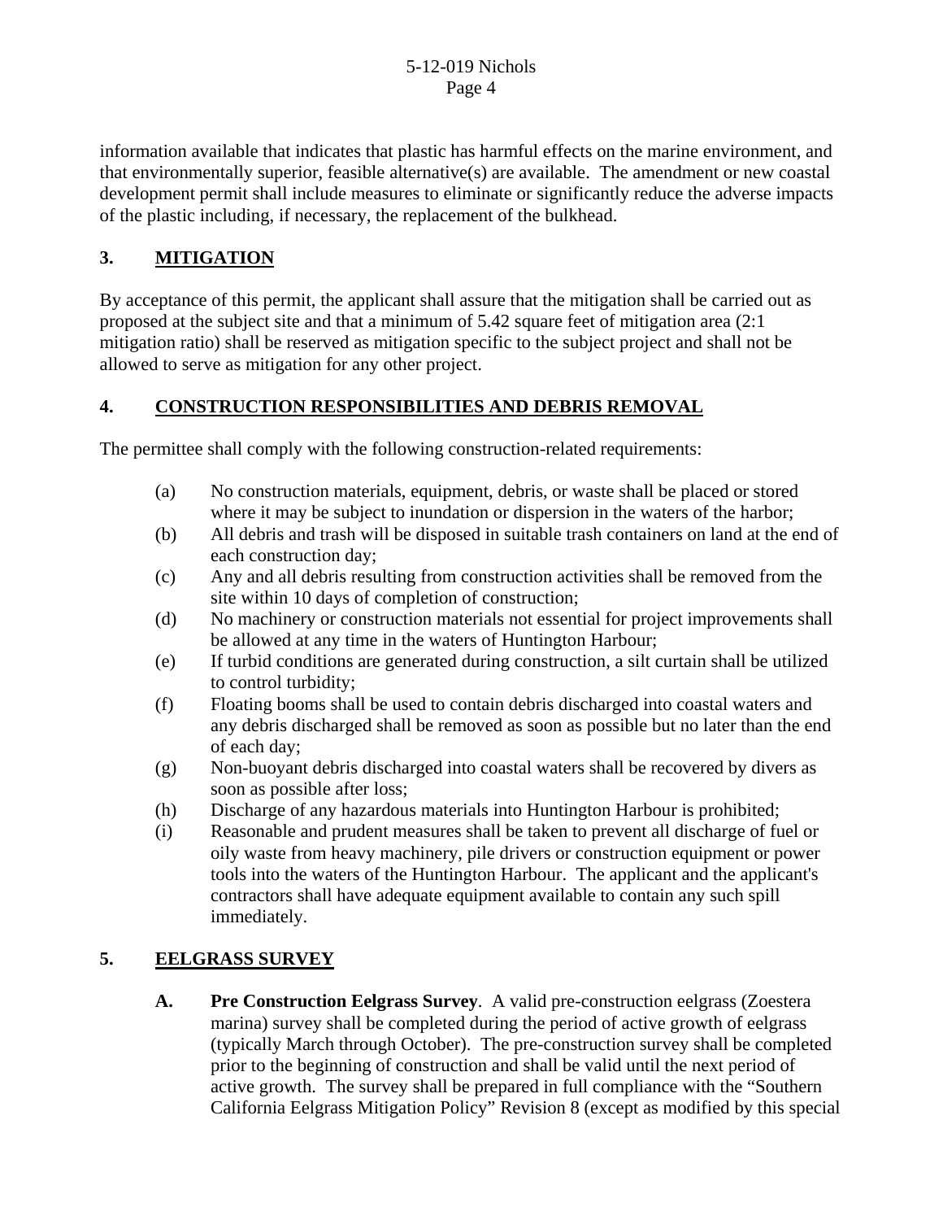information available that indicates that plastic has harmful effects on the marine environment, and that environmentally superior, feasible alternative(s) are available. The amendment or new coastal development permit shall include measures to eliminate or significantly reduce the adverse impacts of the plastic including, if necessary, the replacement of the bulkhead.

## 3. MITIGATION

By acceptance of this permit, the applicant shall assure that the mitigation shall be carried out as proposed at the subject site and that a minimum of 5.42 square feet of mitigation area (2:1 mitigation ratio) shall be reserved as mitigation specific to the subject project and shall not be allowed to serve as mitigation for any other project.

## 4. CONSTRUCTION RESPONSIBILITIES AND DEBRIS REMOVAL

The permittee shall comply with the following construction-related requirements:

(a) No construction materials, equipment, debris, or waste shall be placed or stored where it may be subject to inundation or dispersion in the waters of the harbor;

(b) All debris and trash will be disposed in suitable trash containers on land at the end of each construction day;

(c) Any and all debris resulting from construction activities shall be removed from the site within 10 days of completion of construction;

(d) No machinery or construction materials not essential for project improvements shall be allowed at any time in the waters of Huntington Harbour;

(e) If turbid conditions are generated during construction, a silt curtain shall be utilized to control turbidity;

(f) Floating booms shall be used to contain debris discharged into coastal waters and any debris discharged shall be removed as soon as possible but no later than the end of each day;

(g) Non-buoyant debris discharged into coastal waters shall be recovered by divers as soon as possible after loss;

(h) Discharge of any hazardous materials into Huntington Harbour is prohibited;

(i) Reasonable and prudent measures shall be taken to prevent all discharge of fuel or oily waste from heavy machinery, pile drivers or construction equipment or power tools into the waters of the Huntington Harbour. The applicant and the applicant's contractors shall have adequate equipment available to contain any such spill immediately.

## 5. EELGRASS SURVEY

**A. Pre Construction Eelgrass Survey**. A valid pre-construction eelgrass (Zoestera marina) survey shall be completed during the period of active growth of eelgrass (typically March through October). The pre-construction survey shall be completed prior to the beginning of construction and shall be valid until the next period of active growth. The survey shall be prepared in full compliance with the "Southern California Eelgrass Mitigation Policy" Revision 8 (except as modified by this special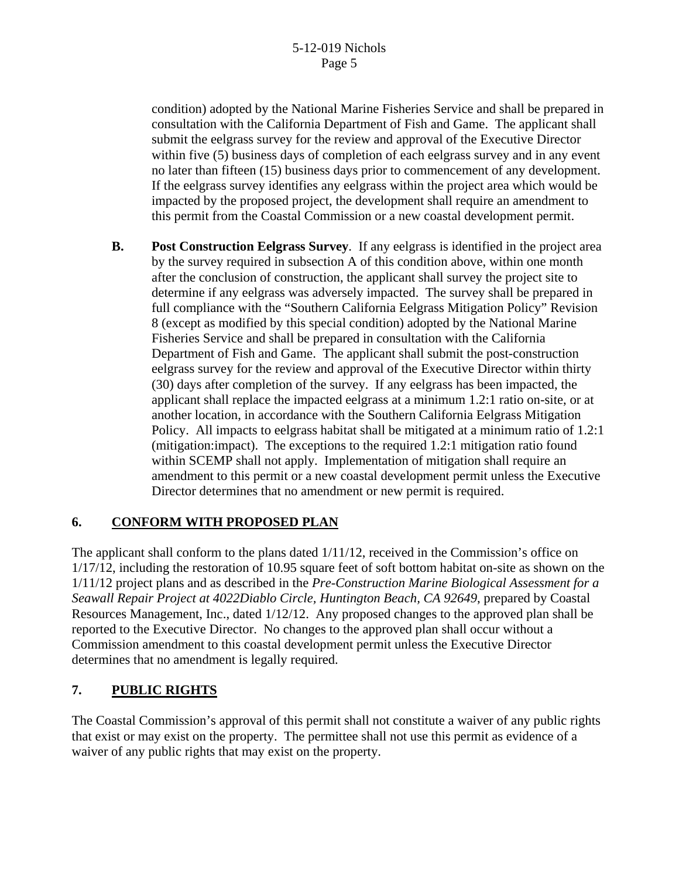condition) adopted by the National Marine Fisheries Service and shall be prepared in consultation with the California Department of Fish and Game. The applicant shall submit the eelgrass survey for the review and approval of the Executive Director within five (5) business days of completion of each eelgrass survey and in any event no later than fifteen (15) business days prior to commencement of any development. If the eelgrass survey identifies any eelgrass within the project area which would be impacted by the proposed project, the development shall require an amendment to this permit from the Coastal Commission or a new coastal development permit.

**B. Post Construction Eelgrass Survey**. If any eelgrass is identified in the project area by the survey required in subsection A of this condition above, within one month after the conclusion of construction, the applicant shall survey the project site to determine if any eelgrass was adversely impacted. The survey shall be prepared in full compliance with the "Southern California Eelgrass Mitigation Policy" Revision 8 (except as modified by this special condition) adopted by the National Marine Fisheries Service and shall be prepared in consultation with the California Department of Fish and Game. The applicant shall submit the post-construction eelgrass survey for the review and approval of the Executive Director within thirty (30) days after completion of the survey. If any eelgrass has been impacted, the applicant shall replace the impacted eelgrass at a minimum 1.2:1 ratio on-site, or at another location, in accordance with the Southern California Eelgrass Mitigation Policy. All impacts to eelgrass habitat shall be mitigated at a minimum ratio of 1.2:1 (mitigation:impact). The exceptions to the required 1.2:1 mitigation ratio found within SCEMP shall not apply. Implementation of mitigation shall require an amendment to this permit or a new coastal development permit unless the Executive Director determines that no amendment or new permit is required.

## 6. CONFORM WITH PROPOSED PLAN

The applicant shall conform to the plans dated 1/11/12, received in the Commission's office on 1/17/12, including the restoration of 10.95 square feet of soft bottom habitat on-site as shown on the 1/11/12 project plans and as described in the *Pre-Construction Marine Biological Assessment for a Seawall Repair Project at 4022Diablo Circle, Huntington Beach, CA 92649*, prepared by Coastal Resources Management, Inc., dated 1/12/12. Any proposed changes to the approved plan shall be reported to the Executive Director. No changes to the approved plan shall occur without a Commission amendment to this coastal development permit unless the Executive Director determines that no amendment is legally required.

## 7. PUBLIC RIGHTS

The Coastal Commission's approval of this permit shall not constitute a waiver of any public rights that exist or may exist on the property. The permittee shall not use this permit as evidence of a waiver of any public rights that may exist on the property.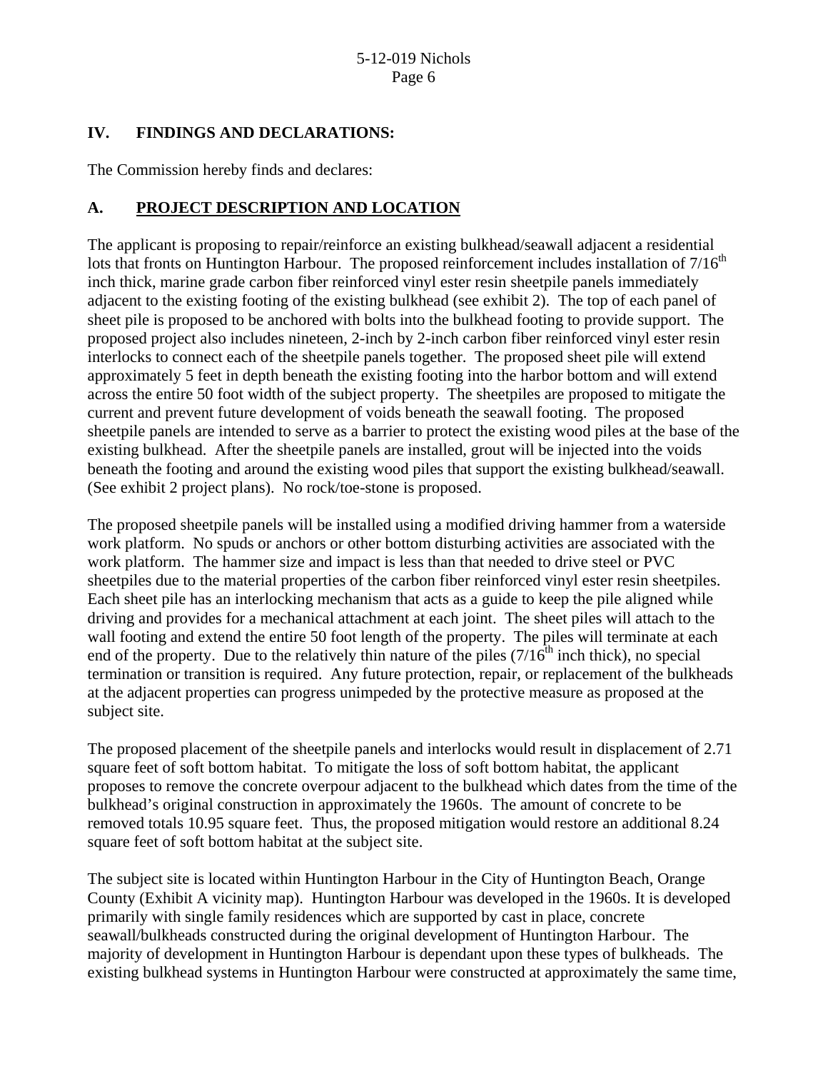## IV. FINDINGS AND DECLARATIONS:

The Commission hereby finds and declares:

### A. PROJECT DESCRIPTION AND LOCATION

The applicant is proposing to repair/reinforce an existing bulkhead/seawall adjacent a residential lots that fronts on Huntington Harbour. The proposed reinforcement includes installation of 7/16th inch thick, marine grade carbon fiber reinforced vinyl ester resin sheetpile panels immediately adjacent to the existing footing of the existing bulkhead (see exhibit 2). The top of each panel of sheet pile is proposed to be anchored with bolts into the bulkhead footing to provide support. The proposed project also includes nineteen, 2-inch by 2-inch carbon fiber reinforced vinyl ester resin interlocks to connect each of the sheetpile panels together. The proposed sheet pile will extend approximately 5 feet in depth beneath the existing footing into the harbor bottom and will extend across the entire 50 foot width of the subject property. The sheetpiles are proposed to mitigate the current and prevent future development of voids beneath the seawall footing. The proposed sheetpile panels are intended to serve as a barrier to protect the existing wood piles at the base of the existing bulkhead. After the sheetpile panels are installed, grout will be injected into the voids beneath the footing and around the existing wood piles that support the existing bulkhead/seawall. (See exhibit 2 project plans). No rock/toe-stone is proposed.

The proposed sheetpile panels will be installed using a modified driving hammer from a waterside work platform. No spuds or anchors or other bottom disturbing activities are associated with the work platform. The hammer size and impact is less than that needed to drive steel or PVC sheetpiles due to the material properties of the carbon fiber reinforced vinyl ester resin sheetpiles. Each sheet pile has an interlocking mechanism that acts as a guide to keep the pile aligned while driving and provides for a mechanical attachment at each joint. The sheet piles will attach to the wall footing and extend the entire 50 foot length of the property. The piles will terminate at each end of the property. Due to the relatively thin nature of the piles (7/16th inch thick), no special termination or transition is required. Any future protection, repair, or replacement of the bulkheads at the adjacent properties can progress unimpeded by the protective measure as proposed at the subject site.

The proposed placement of the sheetpile panels and interlocks would result in displacement of 2.71 square feet of soft bottom habitat. To mitigate the loss of soft bottom habitat, the applicant proposes to remove the concrete overpour adjacent to the bulkhead which dates from the time of the bulkhead's original construction in approximately the 1960s. The amount of concrete to be removed totals 10.95 square feet. Thus, the proposed mitigation would restore an additional 8.24 square feet of soft bottom habitat at the subject site.

The subject site is located within Huntington Harbour in the City of Huntington Beach, Orange County (Exhibit A vicinity map). Huntington Harbour was developed in the 1960s. It is developed primarily with single family residences which are supported by cast in place, concrete seawall/bulkheads constructed during the original development of Huntington Harbour. The majority of development in Huntington Harbour is dependant upon these types of bulkheads. The existing bulkhead systems in Huntington Harbour were constructed at approximately the same time,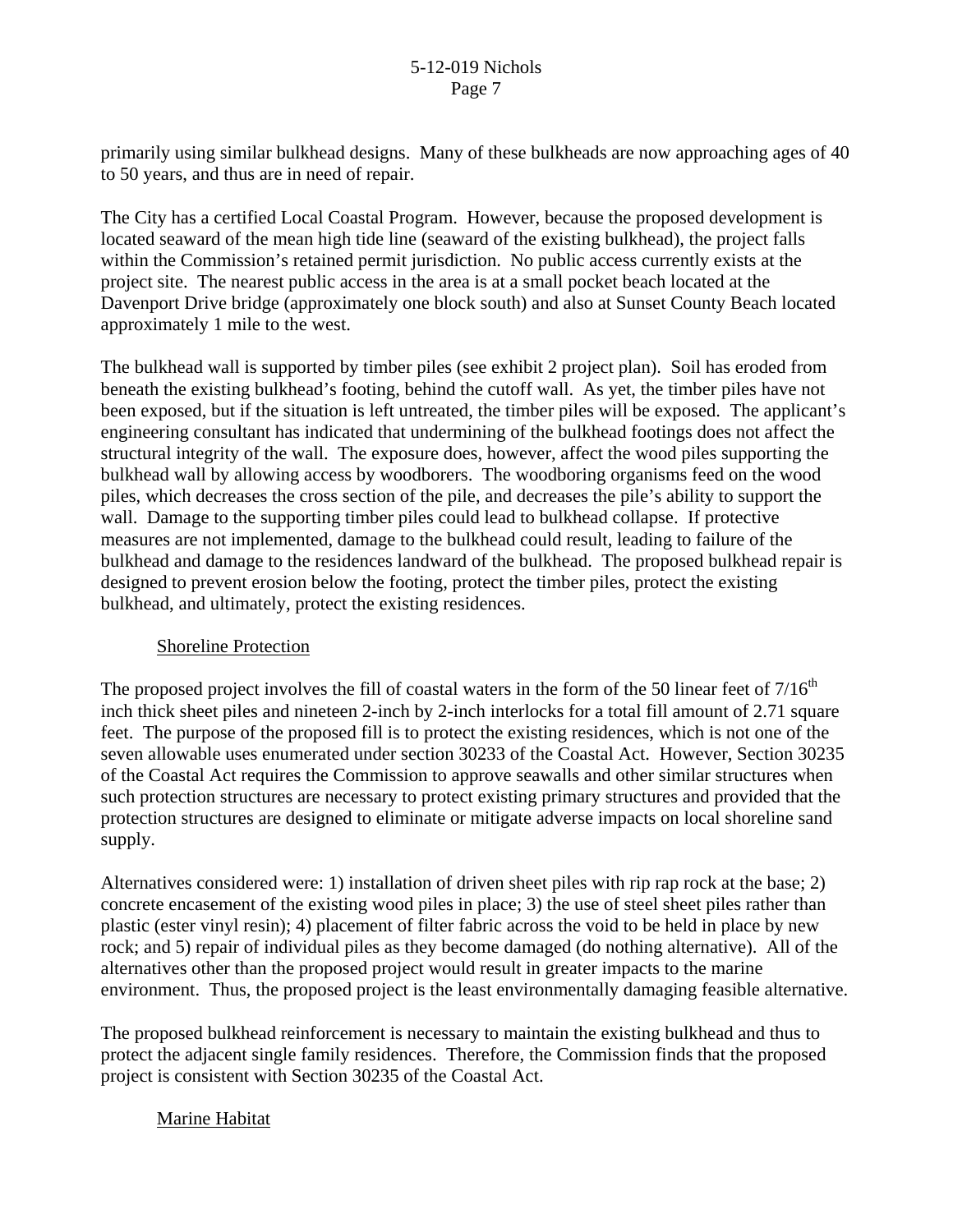primarily using similar bulkhead designs. Many of these bulkheads are now approaching ages of 40 to 50 years, and thus are in need of repair.

The City has a certified Local Coastal Program. However, because the proposed development is located seaward of the mean high tide line (seaward of the existing bulkhead), the project falls within the Commission's retained permit jurisdiction. No public access currently exists at the project site. The nearest public access in the area is at a small pocket beach located at the Davenport Drive bridge (approximately one block south) and also at Sunset County Beach located approximately 1 mile to the west.

The bulkhead wall is supported by timber piles (see exhibit 2 project plan). Soil has eroded from beneath the existing bulkhead's footing, behind the cutoff wall. As yet, the timber piles have not been exposed, but if the situation is left untreated, the timber piles will be exposed. The applicant's engineering consultant has indicated that undermining of the bulkhead footings does not affect the structural integrity of the wall. The exposure does, however, affect the wood piles supporting the bulkhead wall by allowing access by woodborers. The woodboring organisms feed on the wood piles, which decreases the cross section of the pile, and decreases the pile's ability to support the wall. Damage to the supporting timber piles could lead to bulkhead collapse. If protective measures are not implemented, damage to the bulkhead could result, leading to failure of the bulkhead and damage to the residences landward of the bulkhead. The proposed bulkhead repair is designed to prevent erosion below the footing, protect the timber piles, protect the existing bulkhead, and ultimately, protect the existing residences.

<u>Shoreline Protection</u>

The proposed project involves the fill of coastal waters in the form of the 50 linear feet of 7/16th inch thick sheet piles and nineteen 2-inch by 2-inch interlocks for a total fill amount of 2.71 square feet. The purpose of the proposed fill is to protect the existing residences, which is not one of the seven allowable uses enumerated under section 30233 of the Coastal Act. However, Section 30235 of the Coastal Act requires the Commission to approve seawalls and other similar structures when such protection structures are necessary to protect existing primary structures and provided that the protection structures are designed to eliminate or mitigate adverse impacts on local shoreline sand supply.

Alternatives considered were: 1) installation of driven sheet piles with rip rap rock at the base; 2) concrete encasement of the existing wood piles in place; 3) the use of steel sheet piles rather than plastic (ester vinyl resin); 4) placement of filter fabric across the void to be held in place by new rock; and 5) repair of individual piles as they become damaged (do nothing alternative). All of the alternatives other than the proposed project would result in greater impacts to the marine environment. Thus, the proposed project is the least environmentally damaging feasible alternative.

The proposed bulkhead reinforcement is necessary to maintain the existing bulkhead and thus to protect the adjacent single family residences. Therefore, the Commission finds that the proposed project is consistent with Section 30235 of the Coastal Act.

<u>Marine Habitat</u>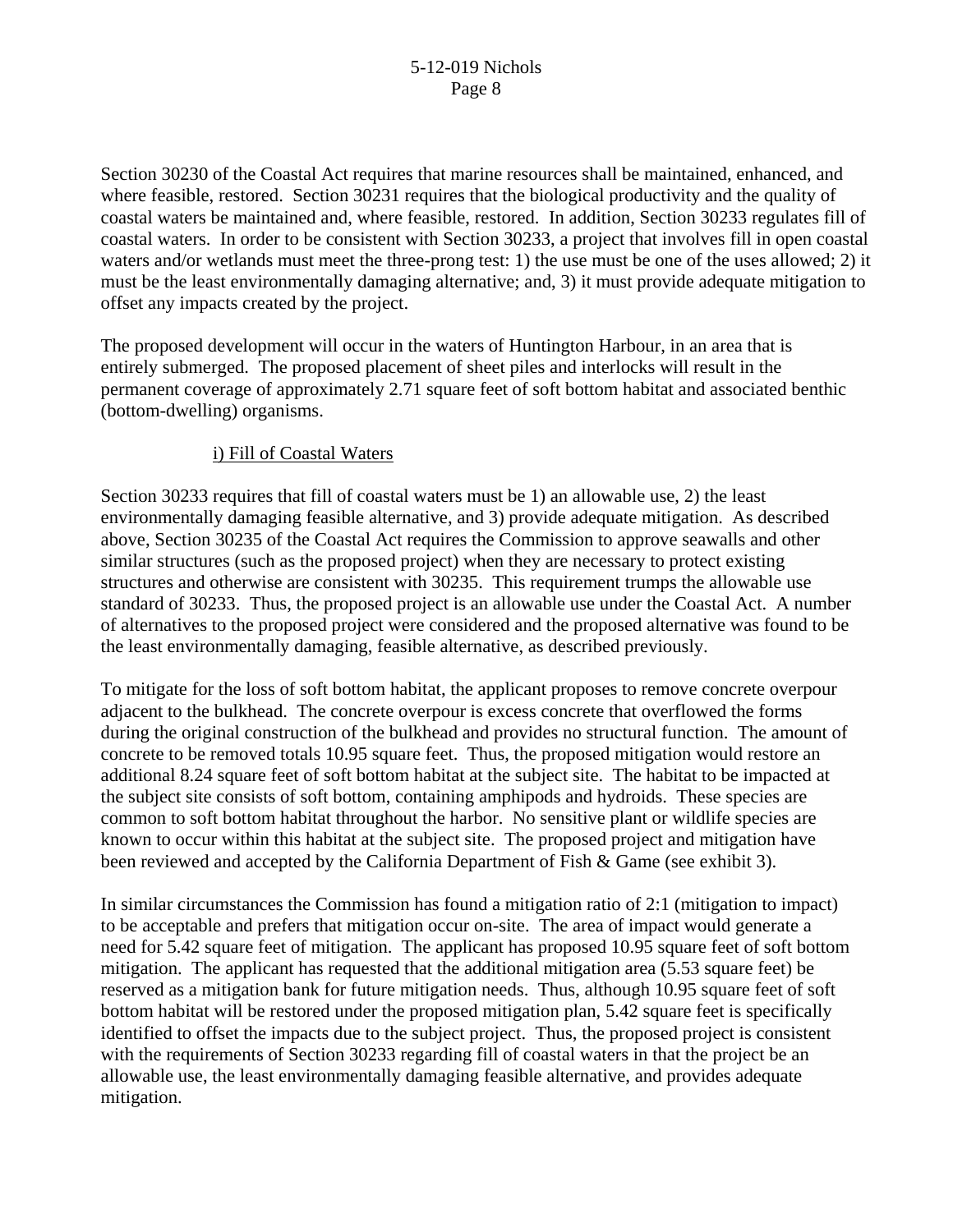Section 30230 of the Coastal Act requires that marine resources shall be maintained, enhanced, and where feasible, restored. Section 30231 requires that the biological productivity and the quality of coastal waters be maintained and, where feasible, restored. In addition, Section 30233 regulates fill of coastal waters. In order to be consistent with Section 30233, a project that involves fill in open coastal waters and/or wetlands must meet the three-prong test: 1) the use must be one of the uses allowed; 2) it must be the least environmentally damaging alternative; and, 3) it must provide adequate mitigation to offset any impacts created by the project.

The proposed development will occur in the waters of Huntington Harbour, in an area that is entirely submerged. The proposed placement of sheet piles and interlocks will result in the permanent coverage of approximately 2.71 square feet of soft bottom habitat and associated benthic (bottom-dwelling) organisms.

i) Fill of Coastal Waters

Section 30233 requires that fill of coastal waters must be 1) an allowable use, 2) the least environmentally damaging feasible alternative, and 3) provide adequate mitigation. As described above, Section 30235 of the Coastal Act requires the Commission to approve seawalls and other similar structures (such as the proposed project) when they are necessary to protect existing structures and otherwise are consistent with 30235. This requirement trumps the allowable use standard of 30233. Thus, the proposed project is an allowable use under the Coastal Act. A number of alternatives to the proposed project were considered and the proposed alternative was found to be the least environmentally damaging, feasible alternative, as described previously.

To mitigate for the loss of soft bottom habitat, the applicant proposes to remove concrete overpour adjacent to the bulkhead. The concrete overpour is excess concrete that overflowed the forms during the original construction of the bulkhead and provides no structural function. The amount of concrete to be removed totals 10.95 square feet. Thus, the proposed mitigation would restore an additional 8.24 square feet of soft bottom habitat at the subject site. The habitat to be impacted at the subject site consists of soft bottom, containing amphipods and hydroids. These species are common to soft bottom habitat throughout the harbor. No sensitive plant or wildlife species are known to occur within this habitat at the subject site. The proposed project and mitigation have been reviewed and accepted by the California Department of Fish & Game (see exhibit 3).

In similar circumstances the Commission has found a mitigation ratio of 2:1 (mitigation to impact) to be acceptable and prefers that mitigation occur on-site. The area of impact would generate a need for 5.42 square feet of mitigation. The applicant has proposed 10.95 square feet of soft bottom mitigation. The applicant has requested that the additional mitigation area (5.53 square feet) be reserved as a mitigation bank for future mitigation needs. Thus, although 10.95 square feet of soft bottom habitat will be restored under the proposed mitigation plan, 5.42 square feet is specifically identified to offset the impacts due to the subject project. Thus, the proposed project is consistent with the requirements of Section 30233 regarding fill of coastal waters in that the project be an allowable use, the least environmentally damaging feasible alternative, and provides adequate mitigation.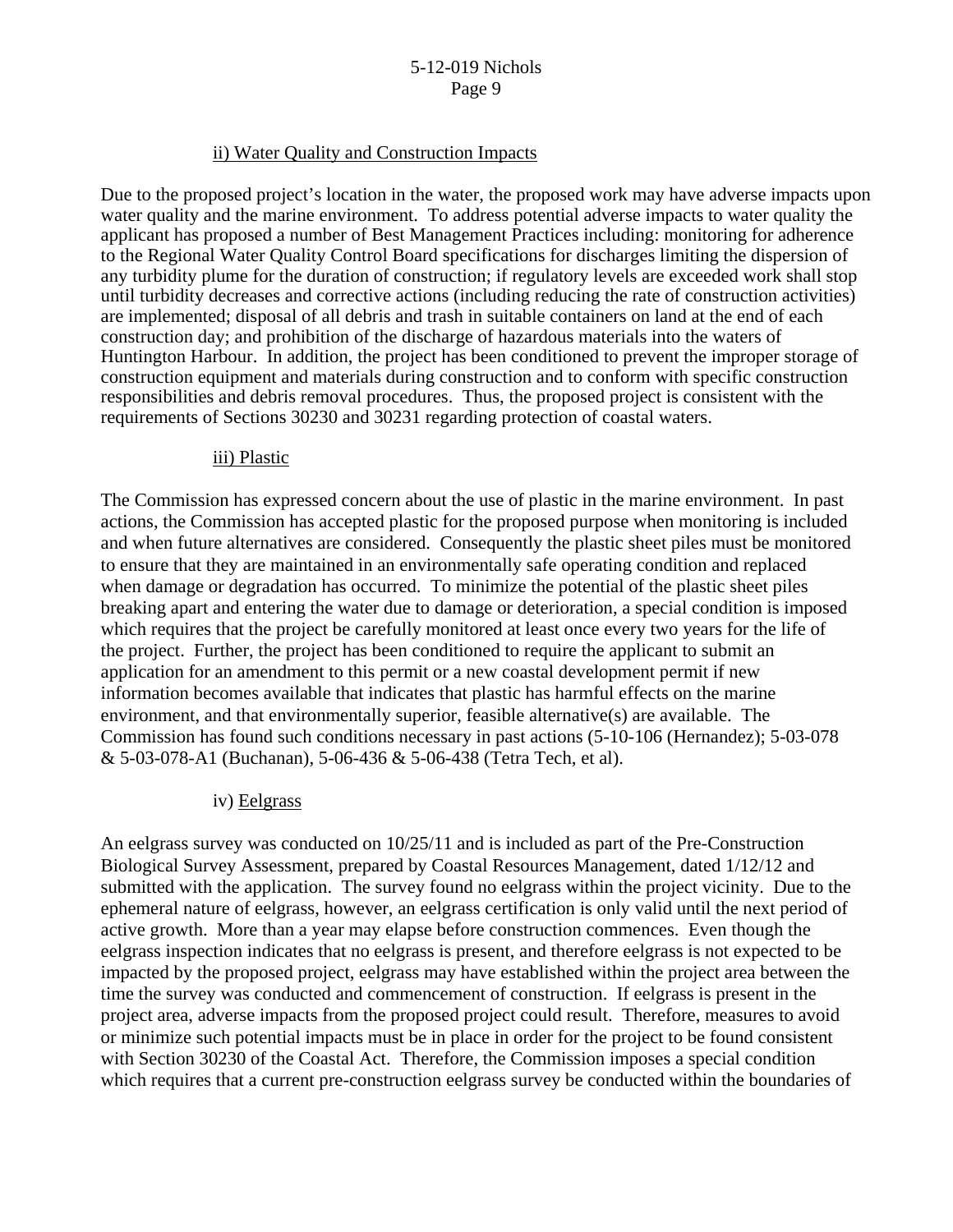#### ii) Water Quality and Construction Impacts

Due to the proposed project's location in the water, the proposed work may have adverse impacts upon water quality and the marine environment. To address potential adverse impacts to water quality the applicant has proposed a number of Best Management Practices including: monitoring for adherence to the Regional Water Quality Control Board specifications for discharges limiting the dispersion of any turbidity plume for the duration of construction; if regulatory levels are exceeded work shall stop until turbidity decreases and corrective actions (including reducing the rate of construction activities) are implemented; disposal of all debris and trash in suitable containers on land at the end of each construction day; and prohibition of the discharge of hazardous materials into the waters of Huntington Harbour. In addition, the project has been conditioned to prevent the improper storage of construction equipment and materials during construction and to conform with specific construction responsibilities and debris removal procedures. Thus, the proposed project is consistent with the requirements of Sections 30230 and 30231 regarding protection of coastal waters.

#### iii) Plastic

The Commission has expressed concern about the use of plastic in the marine environment. In past actions, the Commission has accepted plastic for the proposed purpose when monitoring is included and when future alternatives are considered. Consequently the plastic sheet piles must be monitored to ensure that they are maintained in an environmentally safe operating condition and replaced when damage or degradation has occurred. To minimize the potential of the plastic sheet piles breaking apart and entering the water due to damage or deterioration, a special condition is imposed which requires that the project be carefully monitored at least once every two years for the life of the project. Further, the project has been conditioned to require the applicant to submit an application for an amendment to this permit or a new coastal development permit if new information becomes available that indicates that plastic has harmful effects on the marine environment, and that environmentally superior, feasible alternative(s) are available. The Commission has found such conditions necessary in past actions (5-10-106 (Hernandez); 5-03-078 & 5-03-078-A1 (Buchanan), 5-06-436 & 5-06-438 (Tetra Tech, et al).

#### iv) Eelgrass

An eelgrass survey was conducted on 10/25/11 and is included as part of the Pre-Construction Biological Survey Assessment, prepared by Coastal Resources Management, dated 1/12/12 and submitted with the application. The survey found no eelgrass within the project vicinity. Due to the ephemeral nature of eelgrass, however, an eelgrass certification is only valid until the next period of active growth. More than a year may elapse before construction commences. Even though the eelgrass inspection indicates that no eelgrass is present, and therefore eelgrass is not expected to be impacted by the proposed project, eelgrass may have established within the project area between the time the survey was conducted and commencement of construction. If eelgrass is present in the project area, adverse impacts from the proposed project could result. Therefore, measures to avoid or minimize such potential impacts must be in place in order for the project to be found consistent with Section 30230 of the Coastal Act. Therefore, the Commission imposes a special condition which requires that a current pre-construction eelgrass survey be conducted within the boundaries of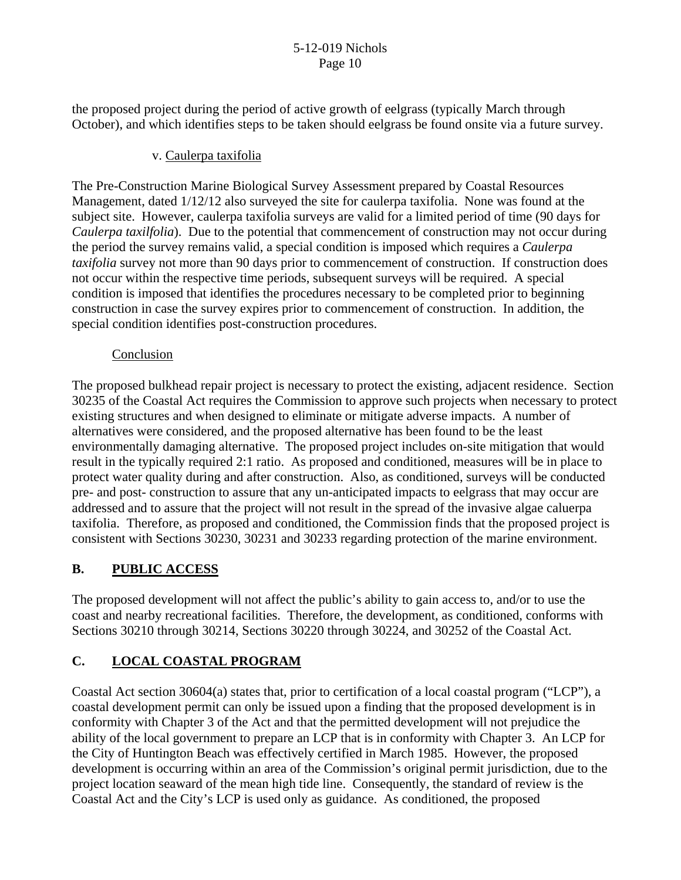the proposed project during the period of active growth of eelgrass (typically March through October), and which identifies steps to be taken should eelgrass be found onsite via a future survey.

v. Caulerpa taxifolia

The Pre-Construction Marine Biological Survey Assessment prepared by Coastal Resources Management, dated 1/12/12 also surveyed the site for caulerpa taxifolia. None was found at the subject site. However, caulerpa taxifolia surveys are valid for a limited period of time (90 days for *Caulerpa taxilfolia*). Due to the potential that commencement of construction may not occur during the period the survey remains valid, a special condition is imposed which requires a *Caulerpa taxifolia* survey not more than 90 days prior to commencement of construction. If construction does not occur within the respective time periods, subsequent surveys will be required. A special condition is imposed that identifies the procedures necessary to be completed prior to beginning construction in case the survey expires prior to commencement of construction. In addition, the special condition identifies post-construction procedures.

Conclusion

The proposed bulkhead repair project is necessary to protect the existing, adjacent residence. Section 30235 of the Coastal Act requires the Commission to approve such projects when necessary to protect existing structures and when designed to eliminate or mitigate adverse impacts. A number of alternatives were considered, and the proposed alternative has been found to be the least environmentally damaging alternative. The proposed project includes on-site mitigation that would result in the typically required 2:1 ratio. As proposed and conditioned, measures will be in place to protect water quality during and after construction. Also, as conditioned, surveys will be conducted pre- and post- construction to assure that any un-anticipated impacts to eelgrass that may occur are addressed and to assure that the project will not result in the spread of the invasive algae caluerpa taxifolia. Therefore, as proposed and conditioned, the Commission finds that the proposed project is consistent with Sections 30230, 30231 and 30233 regarding protection of the marine environment.

## B. PUBLIC ACCESS

The proposed development will not affect the public's ability to gain access to, and/or to use the coast and nearby recreational facilities. Therefore, the development, as conditioned, conforms with Sections 30210 through 30214, Sections 30220 through 30224, and 30252 of the Coastal Act.

## C. LOCAL COASTAL PROGRAM

Coastal Act section 30604(a) states that, prior to certification of a local coastal program ("LCP"), a coastal development permit can only be issued upon a finding that the proposed development is in conformity with Chapter 3 of the Act and that the permitted development will not prejudice the ability of the local government to prepare an LCP that is in conformity with Chapter 3. An LCP for the City of Huntington Beach was effectively certified in March 1985. However, the proposed development is occurring within an area of the Commission's original permit jurisdiction, due to the project location seaward of the mean high tide line. Consequently, the standard of review is the Coastal Act and the City's LCP is used only as guidance. As conditioned, the proposed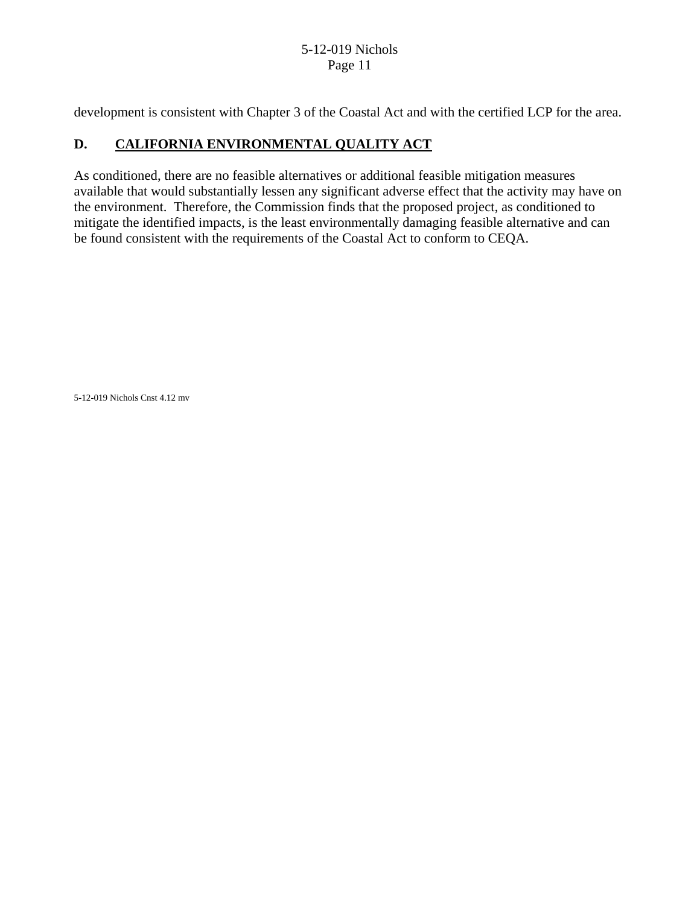development is consistent with Chapter 3 of the Coastal Act and with the certified LCP for the area.

## D. CALIFORNIA ENVIRONMENTAL QUALITY ACT

As conditioned, there are no feasible alternatives or additional feasible mitigation measures available that would substantially lessen any significant adverse effect that the activity may have on the environment. Therefore, the Commission finds that the proposed project, as conditioned to mitigate the identified impacts, is the least environmentally damaging feasible alternative and can be found consistent with the requirements of the Coastal Act to conform to CEQA.

5-12-019 Nichols Cnst 4.12 mv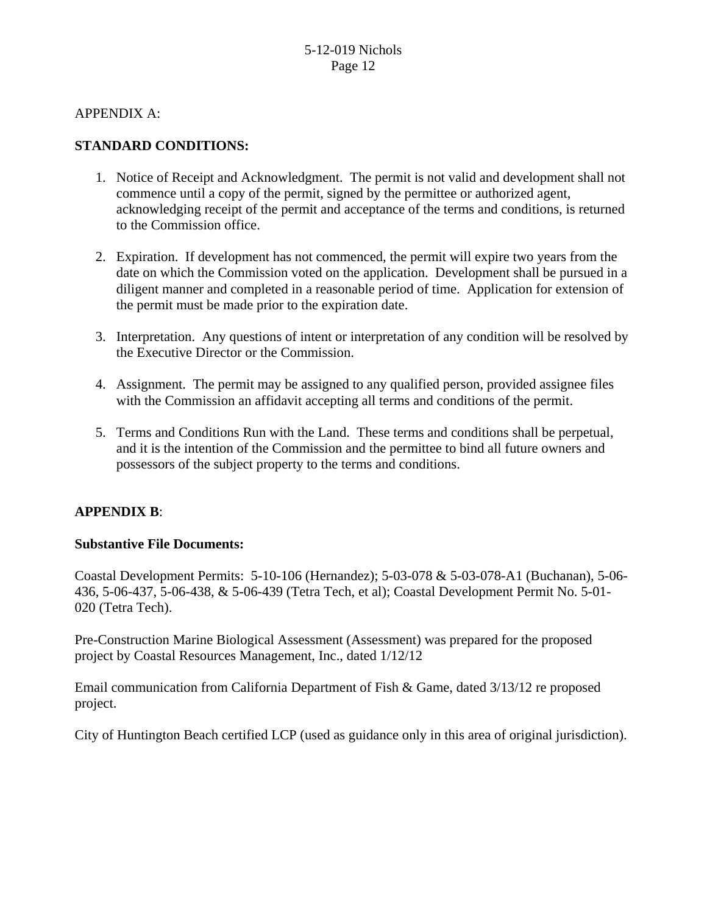APPENDIX A:

**STANDARD CONDITIONS:**

1. Notice of Receipt and Acknowledgment. The permit is not valid and development shall not commence until a copy of the permit, signed by the permittee or authorized agent, acknowledging receipt of the permit and acceptance of the terms and conditions, is returned to the Commission office.

2. Expiration. If development has not commenced, the permit will expire two years from the date on which the Commission voted on the application. Development shall be pursued in a diligent manner and completed in a reasonable period of time. Application for extension of the permit must be made prior to the expiration date.

3. Interpretation. Any questions of intent or interpretation of any condition will be resolved by the Executive Director or the Commission.

4. Assignment. The permit may be assigned to any qualified person, provided assignee files with the Commission an affidavit accepting all terms and conditions of the permit.

5. Terms and Conditions Run with the Land. These terms and conditions shall be perpetual, and it is the intention of the Commission and the permittee to bind all future owners and possessors of the subject property to the terms and conditions.

**APPENDIX B**:

**Substantive File Documents:**

Coastal Development Permits: 5-10-106 (Hernandez); 5-03-078 & 5-03-078-A1 (Buchanan), 5-06-436, 5-06-437, 5-06-438, & 5-06-439 (Tetra Tech, et al); Coastal Development Permit No. 5-01-020 (Tetra Tech).

Pre-Construction Marine Biological Assessment (Assessment) was prepared for the proposed project by Coastal Resources Management, Inc., dated 1/12/12

Email communication from California Department of Fish & Game, dated 3/13/12 re proposed project.

City of Huntington Beach certified LCP (used as guidance only in this area of original jurisdiction).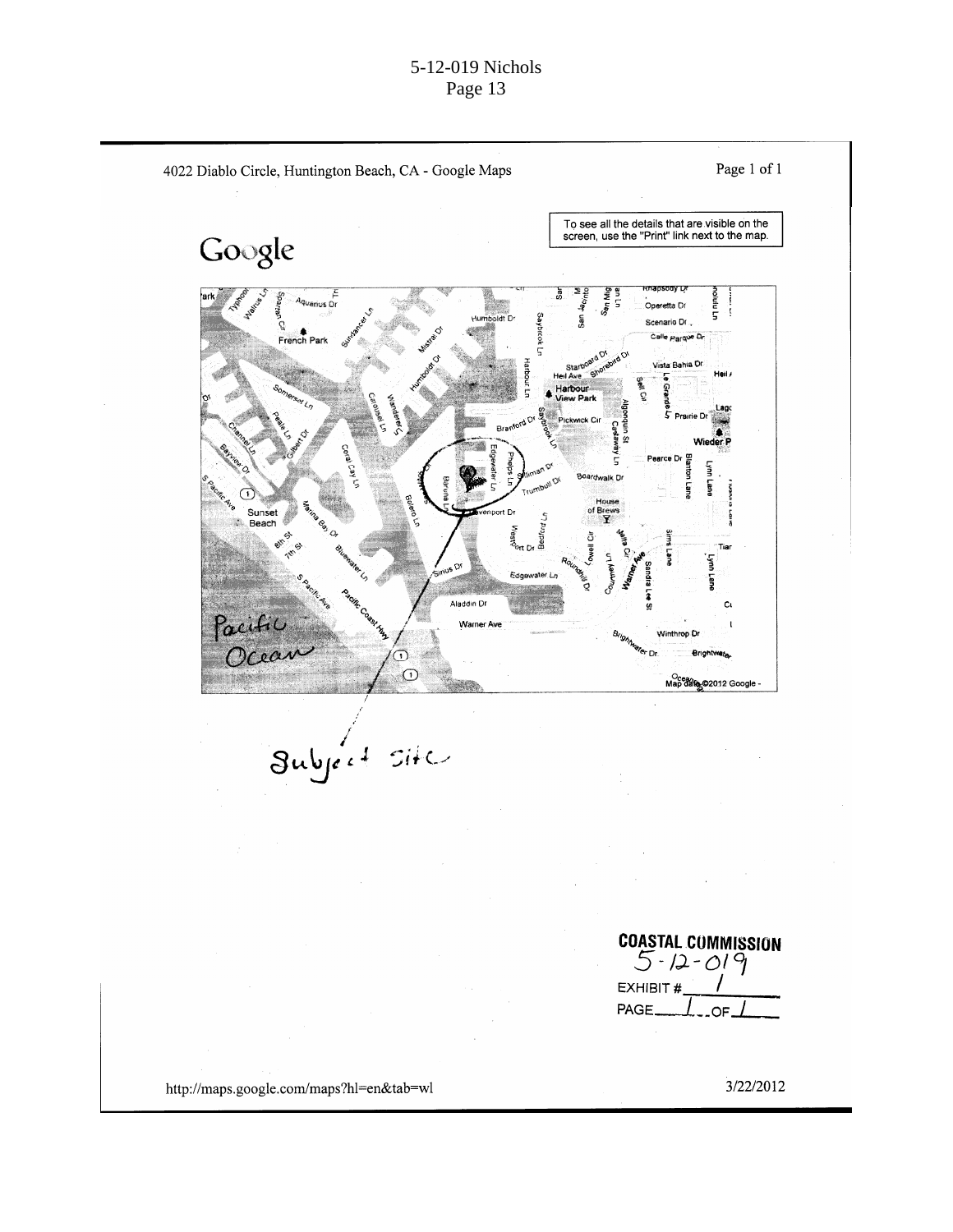4022 Diablo Circle, Huntington Beach, CA - Google Maps

Page 1 of 1

Google

To see all the details that are visible on the screen, use the "Print" link next to the map.

Pacific Ocean

Subject Site

Map data ©2012 Google -

**COASTAL COMMISSION**
5-12-019
EXHIBIT # 1
PAGE 1 OF 1

http://maps.google.com/maps?hl=en&tab=wl

3/22/2012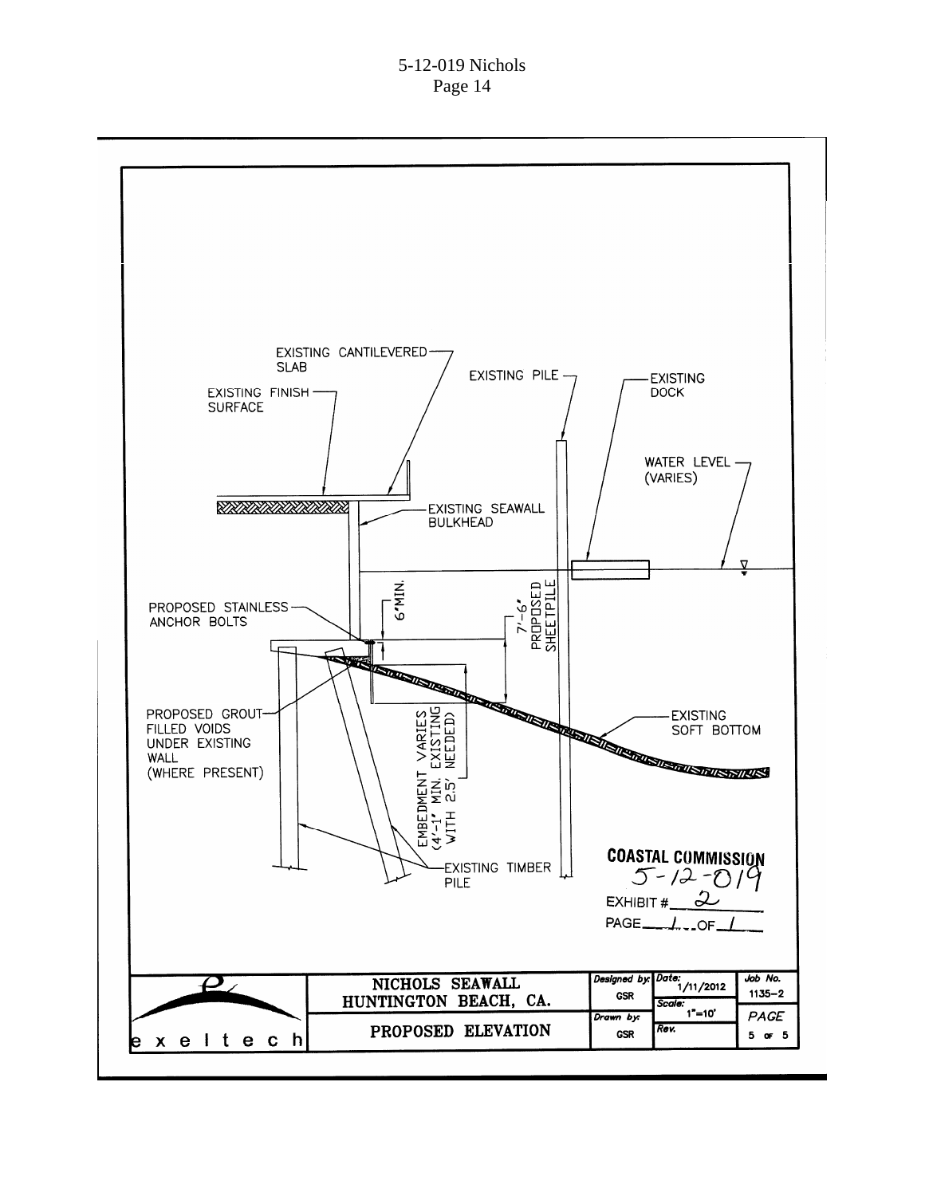EXISTING CANTILEVERED SLAB

EXISTING PILE

EXISTING DOCK

EXISTING FINISH SURFACE

WATER LEVEL (VARIES)

EXISTING SEAWALL BULKHEAD

PROPOSED STAINLESS ANCHOR BOLTS

6"MIN.

7'-6" PROPOSED SHEETPILE

PROPOSED GROUT FILLED VOIDS UNDER EXISTING WALL (WHERE PRESENT)

EMBEDMENT VARIES (4'-1" MIN. EXISTING WITH 2.5' NEEDED)

EXISTING SOFT BOTTOM

EXISTING TIMBER PILE

**COASTAL COMMISSION**
5-12-019
EXHIBIT # 2
PAGE 1 OF 1

| exeltech | NICHOLS SEAWALL HUNTINGTON BEACH, CA. | Designed by: GSR | Date: 1/11/2012 | Job No. 1135-2 |
|---|---|---|---|---|
| | PROPOSED ELEVATION | Drawn by: GSR | Scale: 1"=10' Rev. | PAGE 5 of 5 |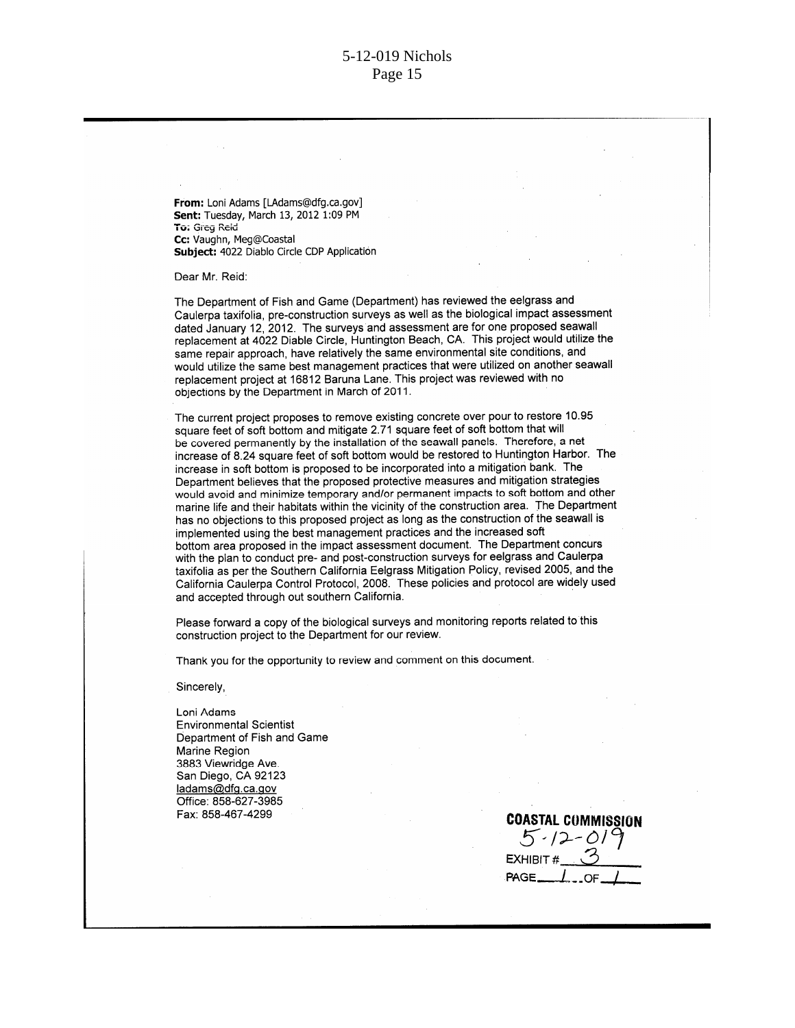**From:** Loni Adams [LAdams@dfg.ca.gov]
**Sent:** Tuesday, March 13, 2012 1:09 PM
**To:** Greg Reid
**Cc:** Vaughn, Meg@Coastal
**Subject:** 4022 Diablo Circle CDP Application

Dear Mr. Reid:

The Department of Fish and Game (Department) has reviewed the eelgrass and Caulerpa taxifolia, pre-construction surveys as well as the biological impact assessment dated January 12, 2012. The surveys and assessment are for one proposed seawall replacement at 4022 Diable Circle, Huntington Beach, CA. This project would utilize the same repair approach, have relatively the same environmental site conditions, and would utilize the same best management practices that were utilized on another seawall replacement project at 16812 Baruna Lane. This project was reviewed with no objections by the Department in March of 2011.

The current project proposes to remove existing concrete over pour to restore 10.95 square feet of soft bottom and mitigate 2.71 square feet of soft bottom that will be covered permanently by the installation of the seawall panels. Therefore, a net increase of 8.24 square feet of soft bottom would be restored to Huntington Harbor. The increase in soft bottom is proposed to be incorporated into a mitigation bank. The Department believes that the proposed protective measures and mitigation strategies would avoid and minimize temporary and/or permanent impacts to soft bottom and other marine life and their habitats within the vicinity of the construction area. The Department has no objections to this proposed project as long as the construction of the seawall is implemented using the best management practices and the increased soft bottom area proposed in the impact assessment document. The Department concurs with the plan to conduct pre- and post-construction surveys for eelgrass and Caulerpa taxifolia as per the Southern California Eelgrass Mitigation Policy, revised 2005, and the California Caulerpa Control Protocol, 2008. These policies and protocol are widely used and accepted through out southern California.

Please forward a copy of the biological surveys and monitoring reports related to this construction project to the Department for our review.

Thank you for the opportunity to review and comment on this document.

Sincerely,

Loni Adams
Environmental Scientist
Department of Fish and Game
Marine Region
3883 Viewridge Ave.
San Diego, CA 92123
ladams@dfg.ca.gov
Office: 858-627-3985
Fax: 858-467-4299

**COASTAL COMMISSION**
5-12-019
EXHIBIT # 3
PAGE 1 OF 1